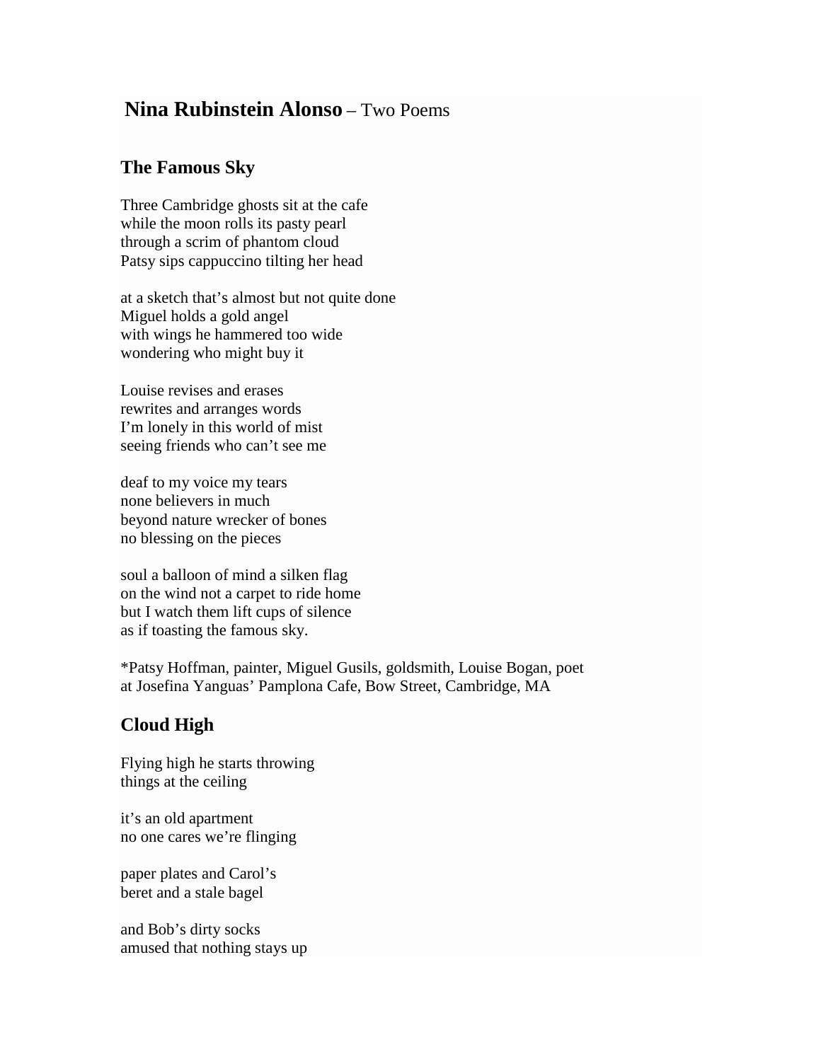# **Nina Rubinstein Alonso** – Two Poems

## The Famous Sky

Three Cambridge ghosts sit at the cafe  
while the moon rolls its pasty pearl  
through a scrim of phantom cloud  
Patsy sips cappuccino tilting her head

at a sketch that's almost but not quite done  
Miguel holds a gold angel  
with wings he hammered too wide  
wondering who might buy it

Louise revises and erases  
rewrites and arranges words  
I'm lonely in this world of mist  
seeing friends who can't see me

deaf to my voice my tears  
none believers in much  
beyond nature wrecker of bones  
no blessing on the pieces

soul a balloon of mind a silken flag  
on the wind not a carpet to ride home  
but I watch them lift cups of silence  
as if toasting the famous sky.

*Patsy Hoffman, painter, Miguel Gusils, goldsmith, Louise Bogan, poet  
at Josefina Yanguas' Pamplona Cafe, Bow Street, Cambridge, MA

## Cloud High

Flying high he starts throwing  
things at the ceiling

it's an old apartment  
no one cares we're flinging

paper plates and Carol's  
beret and a stale bagel

and Bob's dirty socks  
amused that nothing stays up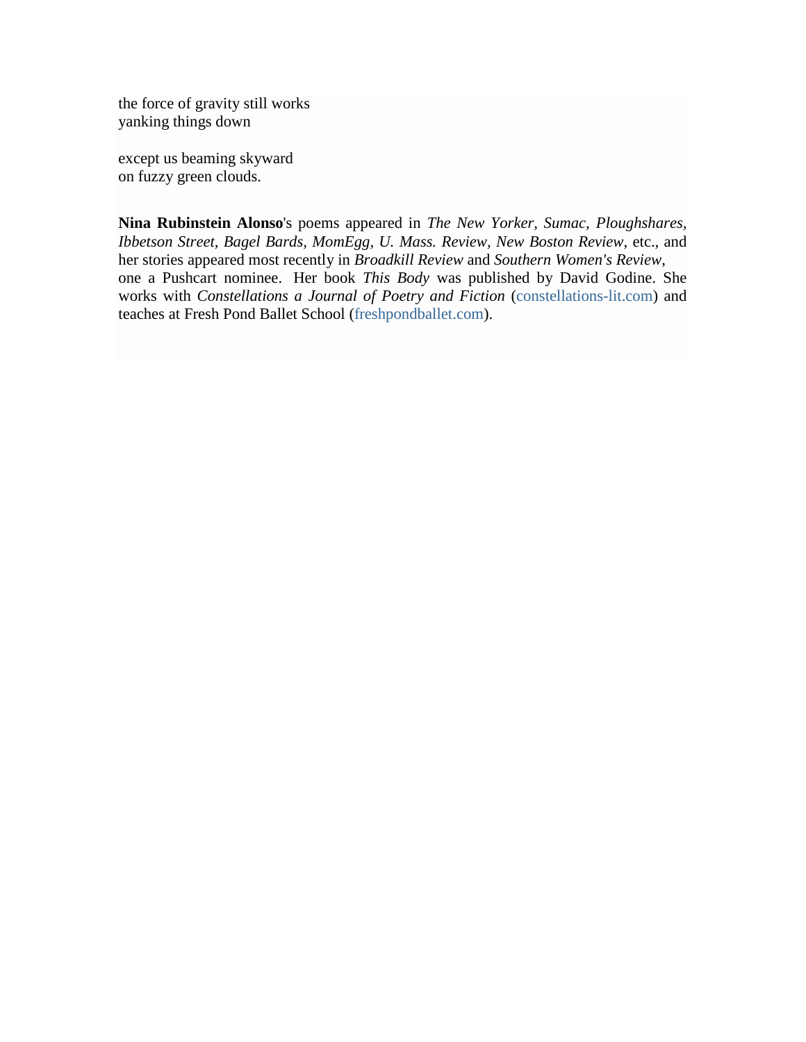the force of gravity still works  
yanking things down

except us beaming skyward  
on fuzzy green clouds.

**Nina Rubinstein Alonso**'s poems appeared in *The New Yorker, Sumac, Ploughshares, Ibbetson Street, Bagel Bards, MomEgg, U. Mass. Review, New Boston Review*, etc., and her stories appeared most recently in *Broadkill Review* and *Southern Women's Review*, one a Pushcart nominee. Her book *This Body* was published by David Godine. She works with *Constellations a Journal of Poetry and Fiction* (constellations-lit.com) and teaches at Fresh Pond Ballet School (freshpondballet.com).